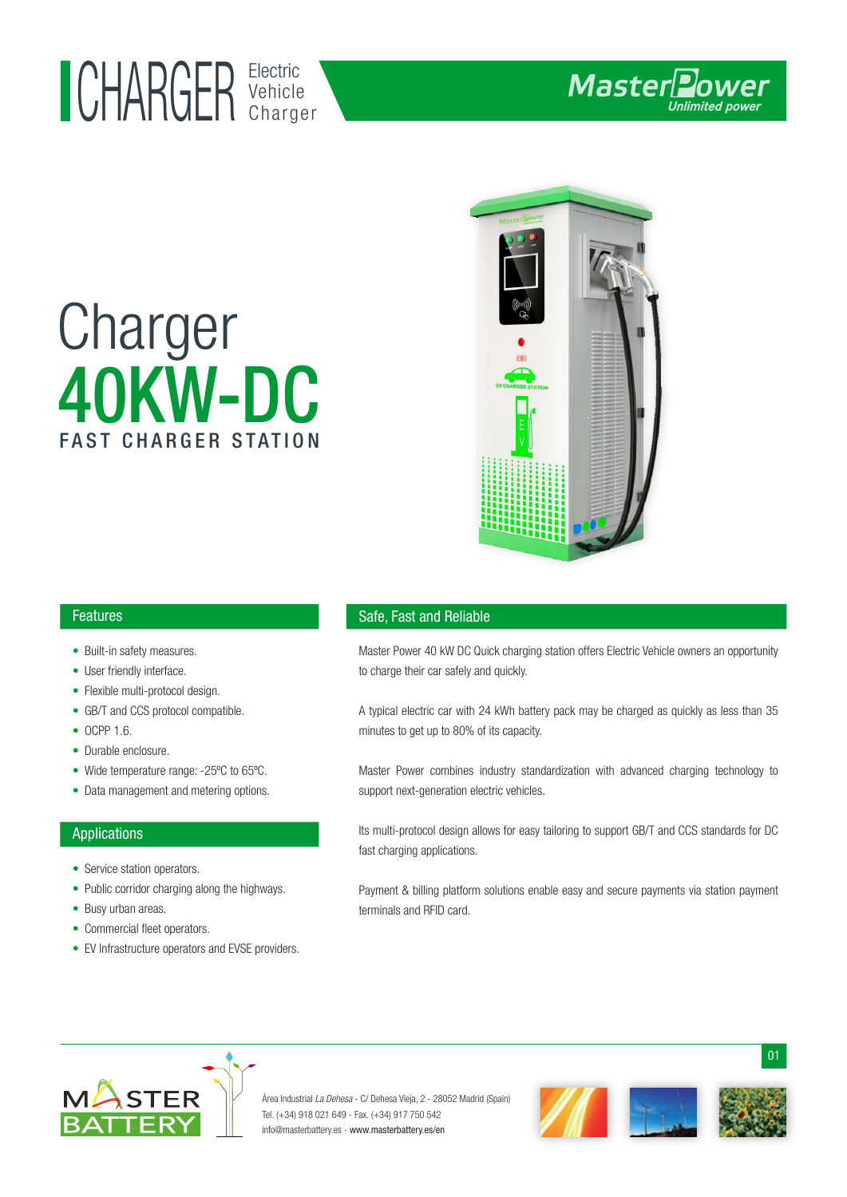# CHARGER Electric Vehicle Charger

# Charger 40KW-DC

## FAST CHARGER STATION

## Features

- Built-in safety measures.
- User friendly interface.
- Flexible multi-protocol design.
- GB/T and CCS protocol compatible.
- OCPP 1.6.
- Durable enclosure.
- Wide temperature range: -25ºC to 65ºC.
- Data management and metering options.

## Applications

- Service station operators.
- Public corridor charging along the highways.
- Busy urban areas.
- Commercial fleet operators.
- EV Infrastructure operators and EVSE providers.

## Safe, Fast and Reliable

Master Power 40 kW DC Quick charging station offers Electric Vehicle owners an opportunity to charge their car safely and quickly.

A typical electric car with 24 kWh battery pack may be charged as quickly as less than 35 minutes to get up to 80% of its capacity.

Master Power combines industry standardization with advanced charging technology to support next-generation electric vehicles.

Its multi-protocol design allows for easy tailoring to support GB/T and CCS standards for DC fast charging applications.

Payment & billing platform solutions enable easy and secure payments via station payment terminals and RFID card.

Área Industrial *La Dehesa* - C/ Dehesa Vieja, 2 - 28052 Madrid (Spain)
Tel. (+34) 918 021 649 - Fax. (+34) 917 750 542
info@masterbattery.es - www.masterbattery.es/en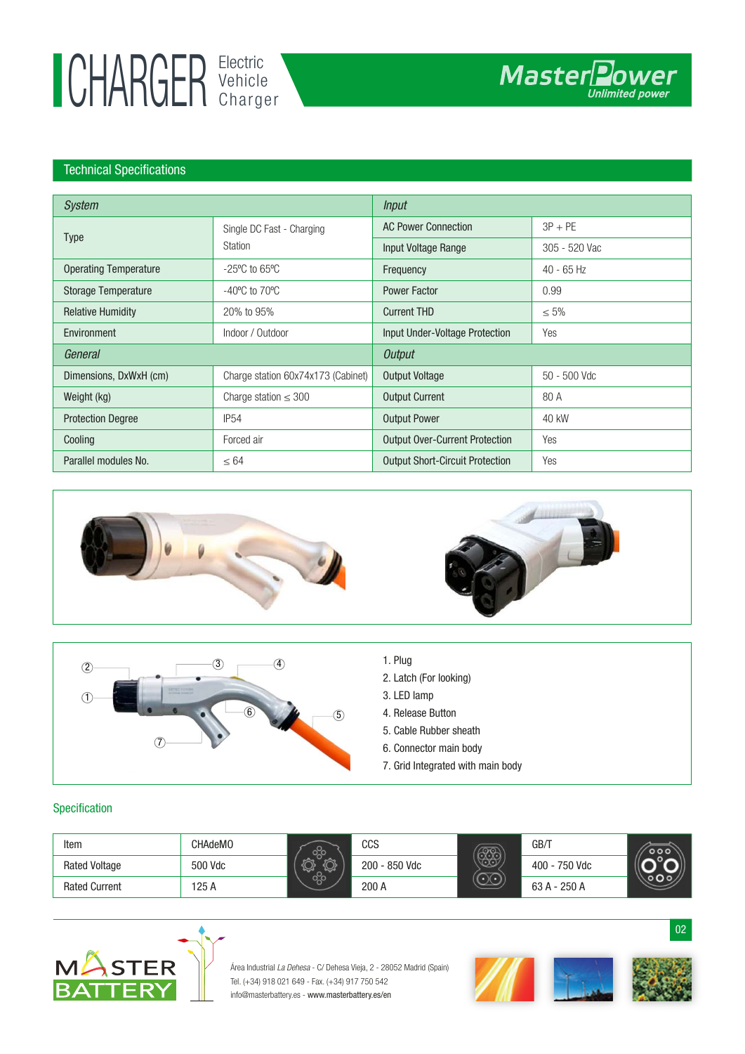# CHARGER Electric Vehicle Charger

MasterPower Unlimited power

## Technical Specifications

| *System* | | *Input* | |
|---|---|---|---|
| Type | Single DC Fast - Charging Station | AC Power Connection | 3P + PE |
| | | Input Voltage Range | 305 - 520 Vac |
| Operating Temperature | -25ºC to 65ºC | Frequency | 40 - 65 Hz |
| Storage Temperature | -40ºC to 70ºC | Power Factor | 0.99 |
| Relative Humidity | 20% to 95% | Current THD | ≤ 5% |
| Environment | Indoor / Outdoor | Input Under-Voltage Protection | Yes |
| *General* | | *Output* | |
| Dimensions, DxWxH (cm) | Charge station 60x74x173 (Cabinet) | Output Voltage | 50 - 500 Vdc |
| Weight (kg) | Charge station ≤ 300 | Output Current | 80 A |
| Protection Degree | IP54 | Output Power | 40 kW |
| Cooling | Forced air | Output Over-Current Protection | Yes |
| Parallel modules No. | ≤ 64 | Output Short-Circuit Protection | Yes |

1. Plug
2. Latch (For looking)
3. LED lamp
4. Release Button
5. Cable Rubber sheath
6. Connector main body
7. Grid Integrated with main body

## Specification

| Item | CHAdeMO | CCS | GB/T |
|---|---|---|---|
| Rated Voltage | 500 Vdc | 200 - 850 Vdc | 400 - 750 Vdc |
| Rated Current | 125 A | 200 A | 63 A - 250 A |

MASTER BATTERY

Área Industrial *La Dehesa* - C/ Dehesa Vieja, 2 - 28052 Madrid (Spain)
Tel. (+34) 918 021 649 - Fax. (+34) 917 750 542
info@masterbattery.es - www.masterbattery.es/en